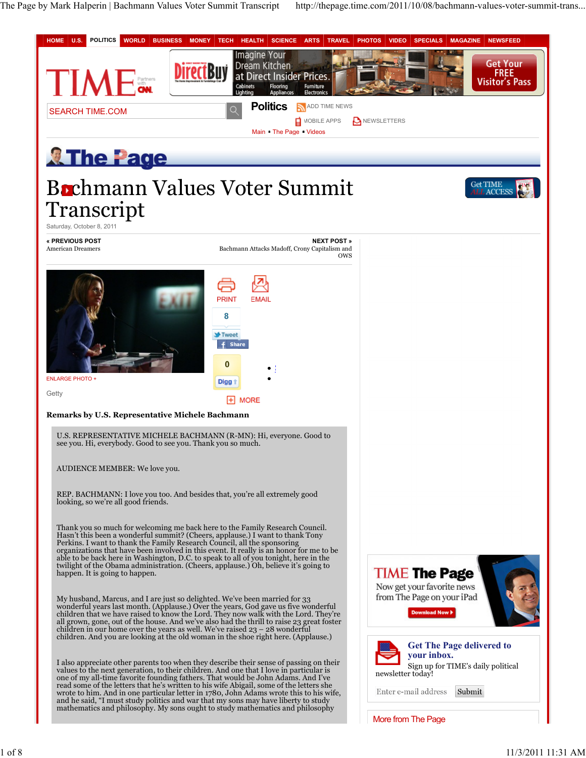# Bachmann Values Voter Summit Transcript

Saturday, October 8, 2011

**Remarks by U.S. Representative Michele Bachmann**

U.S. REPRESENTATIVE MICHELE BACHMANN (R-MN): Hi, everyone. Good to see you. Hi, everybody. Good to see you. Thank you so much.

AUDIENCE MEMBER: We love you.

REP. BACHMANN: I love you too. And besides that, you're all extremely good looking, so we're all good friends.

Thank you so much for welcoming me back here to the Family Research Council. Hasn't this been a wonderful summit? (Cheers, applause.) I want to thank Tony Perkins. I want to thank the Family Research Council, all the sponsoring organizations that have been involved in this event. It really is an honor for me to be able to be back here in Washington, D.C. to speak to all of you tonight, here in the twilight of the Obama administration. (Cheers, applause.) Oh, believe it's going to happen. It is going to happen.

My husband, Marcus, and I are just so delighted. We've been married for 33 wonderful years last month. (Applause.) Over the years, God gave us five wonderful children that we have raised to know the Lord. They now walk with the Lord. They're all grown, gone, out of the house. And we've also had the thrill to raise 23 great foster children in our home over the years as well. We've raised 23 – 28 wonderful children. And you are looking at the old woman in the shoe right here. (Applause.)

I also appreciate other parents too when they describe their sense of passing on their values to the next generation, to their children. And one that I love in particular is one of my all-time favorite founding fathers. That would be John Adams. And I've read some of the letters that he's written to his wife Abigail, some of the letters she wrote to him. And in one particular letter in 1780, John Adams wrote this to his wife, and he said, "I must study politics and war that my sons may have liberty to study mathematics and philosophy. My sons ought to study mathematics and philosophy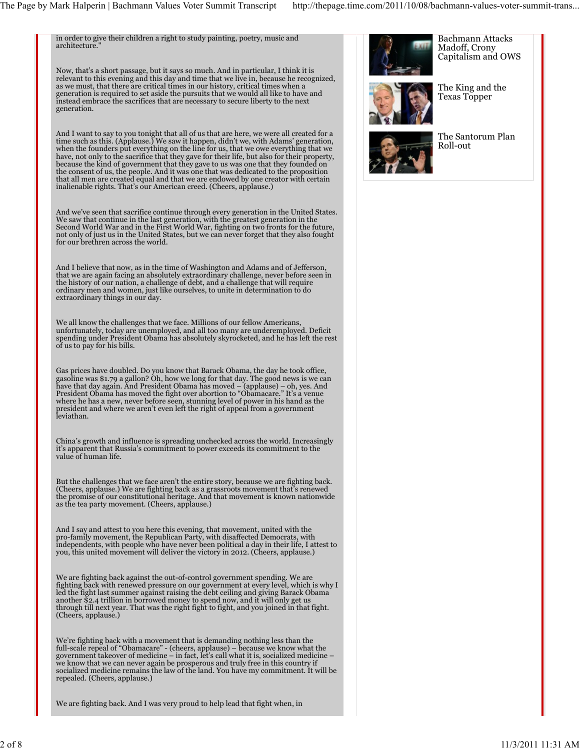in order to give their children a right to study painting, poetry, music and architecture."

Now, that's a short passage, but it says so much. And in particular, I think it is relevant to this evening and this day and time that we live in, because he recognized, as we must, that there are critical times in our history, critical times when a generation is required to set aside the pursuits that we would all like to have and instead embrace the sacrifices that are necessary to secure liberty to the next generation.

And I want to say to you tonight that all of us that are here, we were all created for a time such as this. (Applause.) We saw it happen, didn't we, with Adams' generation, when the founders put everything on the line for us, that we owe everything that we have, not only to the sacrifice that they gave for their life, but also for their property, because the kind of government that they gave to us was one that they founded on the consent of us, the people. And it was one that was dedicated to the proposition that all men are created equal and that we are endowed by one creator with certain inalienable rights. That's our American creed. (Cheers, applause.)

And we've seen that sacrifice continue through every generation in the United States. We saw that continue in the last generation, with the greatest generation in the Second World War and in the First World War, fighting on two fronts for the future, not only of just us in the United States, but we can never forget that they also fought for our brethren across the world.

And I believe that now, as in the time of Washington and Adams and of Jefferson, that we are again facing an absolutely extraordinary challenge, never before seen in the history of our nation, a challenge of debt, and a challenge that will require ordinary men and women, just like ourselves, to unite in determination to do extraordinary things in our day.

We all know the challenges that we face. Millions of our fellow Americans, unfortunately, today are unemployed, and all too many are underemployed. Deficit spending under President Obama has absolutely skyrocketed, and he has left the rest of us to pay for his bills.

Gas prices have doubled. Do you know that Barack Obama, the day he took office, gasoline was $1.79 a gallon? Oh, how we long for that day. The good news is we can have that day again. And President Obama has moved – (applause) – oh, yes. And President Obama has moved the fight over abortion to "Obamacare." It's a venue where he has a new, never before seen, stunning level of power in his hand as the president and where we aren't even left the right of appeal from a government leviathan.

China's growth and influence is spreading unchecked across the world. Increasingly it's apparent that Russia's commitment to power exceeds its commitment to the value of human life.

But the challenges that we face aren't the entire story, because we are fighting back. (Cheers, applause.) We are fighting back as a grassroots movement that's renewed the promise of our constitutional heritage. And that movement is known nationwide as the tea party movement. (Cheers, applause.)

And I say and attest to you here this evening, that movement, united with the pro-family movement, the Republican Party, with disaffected Democrats, with independents, with people who have never been political a day in their life, I attest to you, this united movement will deliver the victory in 2012. (Cheers, applause.)

We are fighting back against the out-of-control government spending. We are fighting back with renewed pressure on our government at every level, which is why I led the fight last summer against raising the debt ceiling and giving Barack Obama another $2.4 trillion in borrowed money to spend now, and it will only get us through till next year. That was the right fight to fight, and you joined in that fight. (Cheers, applause.)

We're fighting back with a movement that is demanding nothing less than the full-scale repeal of "Obamacare" - (cheers, applause) – because we know what the government takeover of medicine – in fact, let's call what it is, socialized medicine – we know that we can never again be prosperous and truly free in this country if socialized medicine remains the law of the land. You have my commitment. It will be repealed. (Cheers, applause.)

We are fighting back. And I was very proud to help lead that fight when, in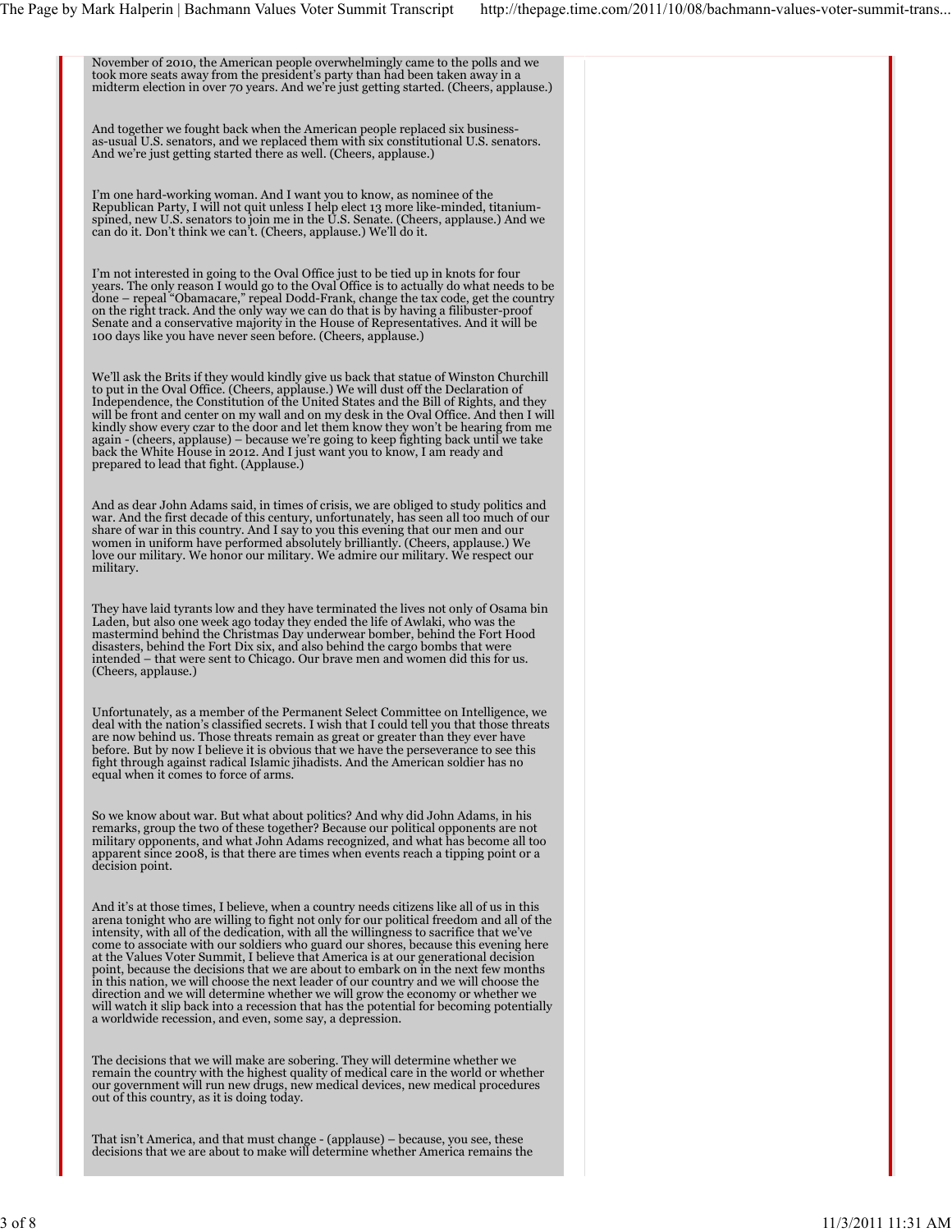November of 2010, the American people overwhelmingly came to the polls and we took more seats away from the president's party than had been taken away in a midterm election in over 70 years. And we're just getting started. (Cheers, applause.)

And together we fought back when the American people replaced six business-as-usual U.S. senators, and we replaced them with six constitutional U.S. senators. And we're just getting started there as well. (Cheers, applause.)

I'm one hard-working woman. And I want you to know, as nominee of the Republican Party, I will not quit unless I help elect 13 more like-minded, titanium-spined, new U.S. senators to join me in the U.S. Senate. (Cheers, applause.) And we can do it. Don't think we can't. (Cheers, applause.) We'll do it.

I'm not interested in going to the Oval Office just to be tied up in knots for four years. The only reason I would go to the Oval Office is to actually do what needs to be done – repeal "Obamacare," repeal Dodd-Frank, change the tax code, get the country on the right track. And the only way we can do that is by having a filibuster-proof Senate and a conservative majority in the House of Representatives. And it will be 100 days like you have never seen before. (Cheers, applause.)

We'll ask the Brits if they would kindly give us back that statue of Winston Churchill to put in the Oval Office. (Cheers, applause.) We will dust off the Declaration of Independence, the Constitution of the United States and the Bill of Rights, and they will be front and center on my wall and on my desk in the Oval Office. And then I will kindly show every czar to the door and let them know they won't be hearing from me again - (cheers, applause) – because we're going to keep fighting back until we take back the White House in 2012. And I just want you to know, I am ready and prepared to lead that fight. (Applause.)

And as dear John Adams said, in times of crisis, we are obliged to study politics and war. And the first decade of this century, unfortunately, has seen all too much of our share of war in this country. And I say to you this evening that our men and our women in uniform have performed absolutely brilliantly. (Cheers, applause.) We love our military. We honor our military. We admire our military. We respect our military.

They have laid tyrants low and they have terminated the lives not only of Osama bin Laden, but also one week ago today they ended the life of Awlaki, who was the mastermind behind the Christmas Day underwear bomber, behind the Fort Hood disasters, behind the Fort Dix six, and also behind the cargo bombs that were intended – that were sent to Chicago. Our brave men and women did this for us. (Cheers, applause.)

Unfortunately, as a member of the Permanent Select Committee on Intelligence, we deal with the nation's classified secrets. I wish that I could tell you that those threats are now behind us. Those threats remain as great or greater than they ever have before. But by now I believe it is obvious that we have the perseverance to see this fight through against radical Islamic jihadists. And the American soldier has no equal when it comes to force of arms.

So we know about war. But what about politics? And why did John Adams, in his remarks, group the two of these together? Because our political opponents are not military opponents, and what John Adams recognized, and what has become all too apparent since 2008, is that there are times when events reach a tipping point or a decision point.

And it's at those times, I believe, when a country needs citizens like all of us in this arena tonight who are willing to fight not only for our political freedom and all of the intensity, with all of the dedication, with all the willingness to sacrifice that we've come to associate with our soldiers who guard our shores, because this evening here at the Values Voter Summit, I believe that America is at our generational decision point, because the decisions that we are about to embark on in the next few months in this nation, we will choose the next leader of our country and we will choose the direction and we will determine whether we will grow the economy or whether we will watch it slip back into a recession that has the potential for becoming potentially a worldwide recession, and even, some say, a depression.

The decisions that we will make are sobering. They will determine whether we remain the country with the highest quality of medical care in the world or whether our government will run new drugs, new medical devices, new medical procedures out of this country, as it is doing today.

That isn't America, and that must change - (applause) – because, you see, these decisions that we are about to make will determine whether America remains the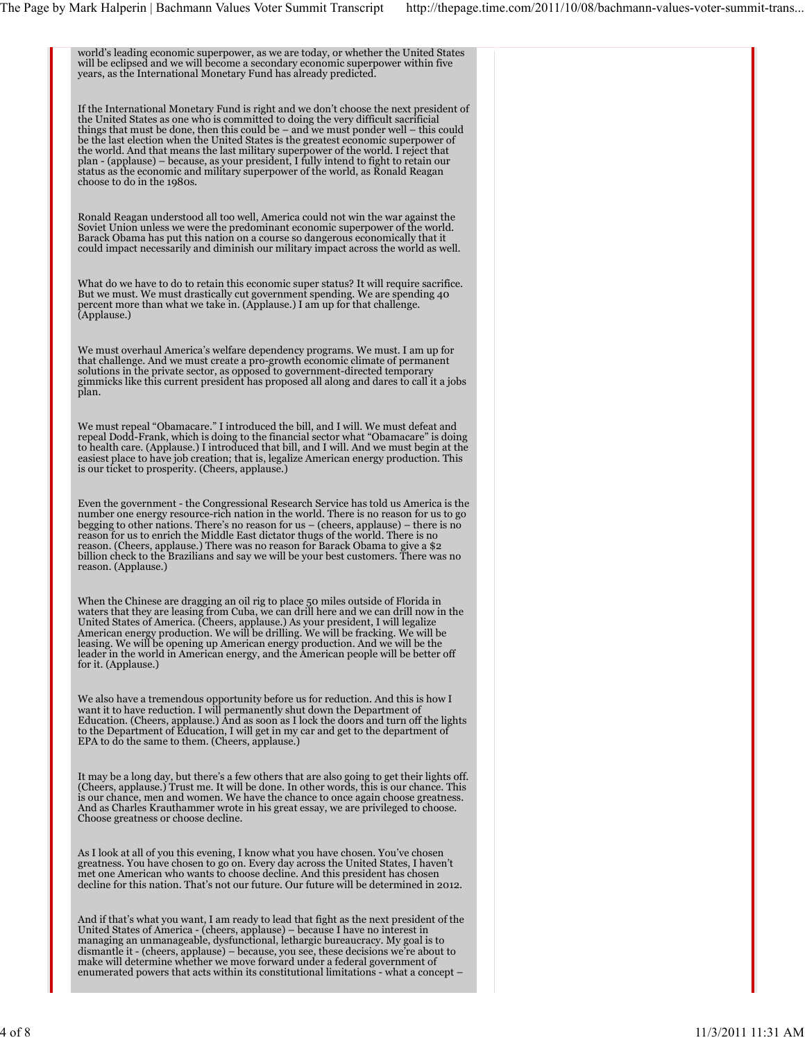world's leading economic superpower, as we are today, or whether the United States will be eclipsed and we will become a secondary economic superpower within five years, as the International Monetary Fund has already predicted.

If the International Monetary Fund is right and we don't choose the next president of the United States as one who is committed to doing the very difficult sacrificial things that must be done, then this could be – and we must ponder well – this could be the last election when the United States is the greatest economic superpower of the world. And that means the last military superpower of the world. I reject that plan - (applause) – because, as your president, I fully intend to fight to retain our status as the economic and military superpower of the world, as Ronald Reagan choose to do in the 1980s.

Ronald Reagan understood all too well, America could not win the war against the Soviet Union unless we were the predominant economic superpower of the world. Barack Obama has put this nation on a course so dangerous economically that it could impact necessarily and diminish our military impact across the world as well.

What do we have to do to retain this economic super status? It will require sacrifice. But we must. We must drastically cut government spending. We are spending 40 percent more than what we take in. (Applause.) I am up for that challenge. (Applause.)

We must overhaul America's welfare dependency programs. We must. I am up for that challenge. And we must create a pro-growth economic climate of permanent solutions in the private sector, as opposed to government-directed temporary gimmicks like this current president has proposed all along and dares to call it a jobs plan.

We must repeal "Obamacare." I introduced the bill, and I will. We must defeat and repeal Dodd-Frank, which is doing to the financial sector what "Obamacare" is doing to health care. (Applause.) I introduced that bill, and I will. And we must begin at the easiest place to have job creation; that is, legalize American energy production. This is our ticket to prosperity. (Cheers, applause.)

Even the government - the Congressional Research Service has told us America is the number one energy resource-rich nation in the world. There is no reason for us to go begging to other nations. There's no reason for us – (cheers, applause) – there is no reason for us to enrich the Middle East dictator thugs of the world. There is no reason. (Cheers, applause.) There was no reason for Barack Obama to give a $2 billion check to the Brazilians and say we will be your best customers. There was no reason. (Applause.)

When the Chinese are dragging an oil rig to place 50 miles outside of Florida in waters that they are leasing from Cuba, we can drill here and we can drill now in the United States of America. (Cheers, applause.) As your president, I will legalize American energy production. We will be drilling. We will be fracking. We will be leasing. We will be opening up American energy production. And we will be the leader in the world in American energy, and the American people will be better off for it. (Applause.)

We also have a tremendous opportunity before us for reduction. And this is how I want it to have reduction. I will permanently shut down the Department of Education. (Cheers, applause.) And as soon as I lock the doors and turn off the lights to the Department of Education, I will get in my car and get to the department of EPA to do the same to them. (Cheers, applause.)

It may be a long day, but there's a few others that are also going to get their lights off. (Cheers, applause.) Trust me. It will be done. In other words, this is our chance. This is our chance, men and women. We have the chance to once again choose greatness. And as Charles Krauthammer wrote in his great essay, we are privileged to choose. Choose greatness or choose decline.

As I look at all of you this evening, I know what you have chosen. You've chosen greatness. You have chosen to go on. Every day across the United States, I haven't met one American who wants to choose decline. And this president has chosen decline for this nation. That's not our future. Our future will be determined in 2012.

And if that's what you want, I am ready to lead that fight as the next president of the United States of America - (cheers, applause) – because I have no interest in managing an unmanageable, dysfunctional, lethargic bureaucracy. My goal is to dismantle it - (cheers, applause) – because, you see, these decisions we're about to make will determine whether we move forward under a federal government of enumerated powers that acts within its constitutional limitations - what a concept –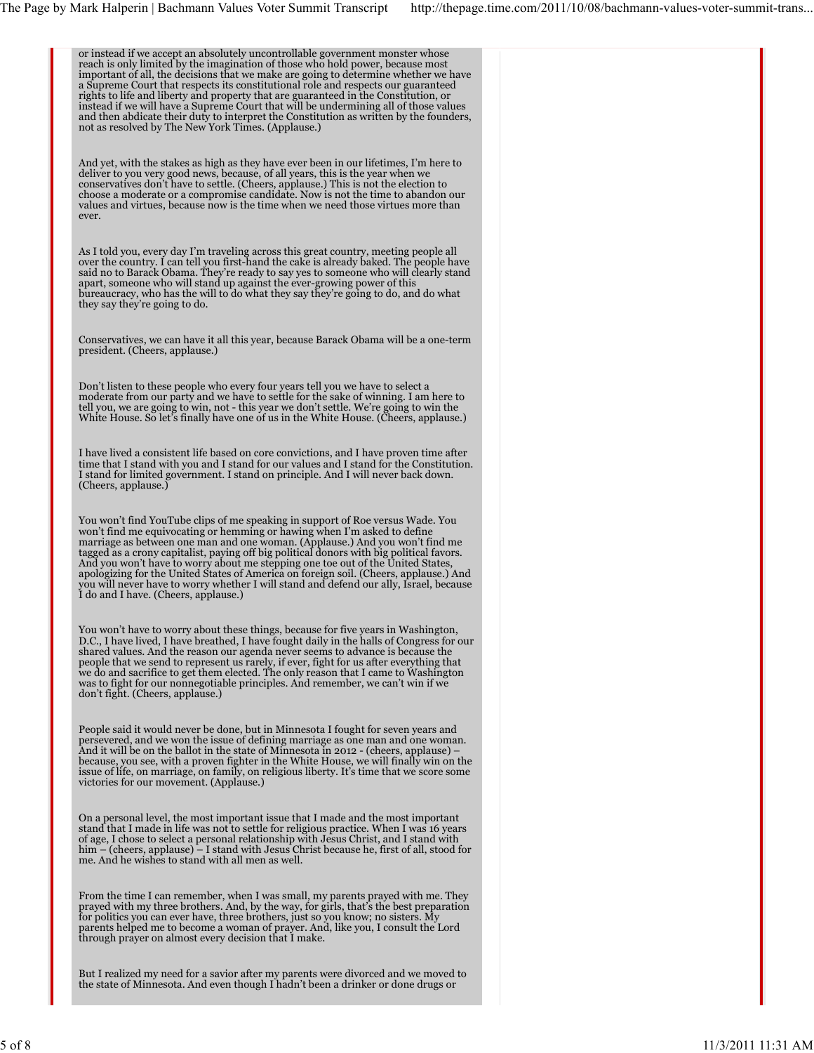or instead if we accept an absolutely uncontrollable government monster whose reach is only limited by the imagination of those who hold power, because most important of all, the decisions that we make are going to determine whether we have a Supreme Court that respects its constitutional role and respects our guaranteed rights to life and liberty and property that are guaranteed in the Constitution, or instead if we will have a Supreme Court that will be undermining all of those values and then abdicate their duty to interpret the Constitution as written by the founders, not as resolved by The New York Times. (Applause.)

And yet, with the stakes as high as they have ever been in our lifetimes, I'm here to deliver to you very good news, because, of all years, this is the year when we conservatives don't have to settle. (Cheers, applause.) This is not the election to choose a moderate or a compromise candidate. Now is not the time to abandon our values and virtues, because now is the time when we need those virtues more than ever.

As I told you, every day I'm traveling across this great country, meeting people all over the country. I can tell you first-hand the cake is already baked. The people have said no to Barack Obama. They're ready to say yes to someone who will clearly stand apart, someone who will stand up against the ever-growing power of this bureaucracy, who has the will to do what they say they're going to do, and do what they say they're going to do.

Conservatives, we can have it all this year, because Barack Obama will be a one-term president. (Cheers, applause.)

Don't listen to these people who every four years tell you we have to select a moderate from our party and we have to settle for the sake of winning. I am here to tell you, we are going to win, not - this year we don't settle. We're going to win the White House. So let's finally have one of us in the White House. (Cheers, applause.)

I have lived a consistent life based on core convictions, and I have proven time after time that I stand with you and I stand for our values and I stand for the Constitution. I stand for limited government. I stand on principle. And I will never back down. (Cheers, applause.)

You won't find YouTube clips of me speaking in support of Roe versus Wade. You won't find me equivocating or hemming or hawing when I'm asked to define marriage as between one man and one woman. (Applause.) And you won't find me tagged as a crony capitalist, paying off big political donors with big political favors. And you won't have to worry about me stepping one toe out of the United States, apologizing for the United States of America on foreign soil. (Cheers, applause.) And you will never have to worry whether I will stand and defend our ally, Israel, because I do and I have. (Cheers, applause.)

You won't have to worry about these things, because for five years in Washington, D.C., I have lived, I have breathed, I have fought daily in the halls of Congress for our shared values. And the reason our agenda never seems to advance is because the people that we send to represent us rarely, if ever, fight for us after everything that we do and sacrifice to get them elected. The only reason that I came to Washington was to fight for our nonnegotiable principles. And remember, we can't win if we don't fight. (Cheers, applause.)

People said it would never be done, but in Minnesota I fought for seven years and persevered, and we won the issue of defining marriage as one man and one woman. And it will be on the ballot in the state of Minnesota in 2012 - (cheers, applause) – because, you see, with a proven fighter in the White House, we will finally win on the issue of life, on marriage, on family, on religious liberty. It's time that we score some victories for our movement. (Applause.)

On a personal level, the most important issue that I made and the most important stand that I made in life was not to settle for religious practice. When I was 16 years of age, I chose to select a personal relationship with Jesus Christ, and I stand with him – (cheers, applause) – I stand with Jesus Christ because he, first of all, stood for me. And he wishes to stand with all men as well.

From the time I can remember, when I was small, my parents prayed with me. They prayed with my three brothers. And, by the way, for girls, that's the best preparation for politics you can ever have, three brothers, just so you know; no sisters. My parents helped me to become a woman of prayer. And, like you, I consult the Lord through prayer on almost every decision that I make.

But I realized my need for a savior after my parents were divorced and we moved to the state of Minnesota. And even though I hadn't been a drinker or done drugs or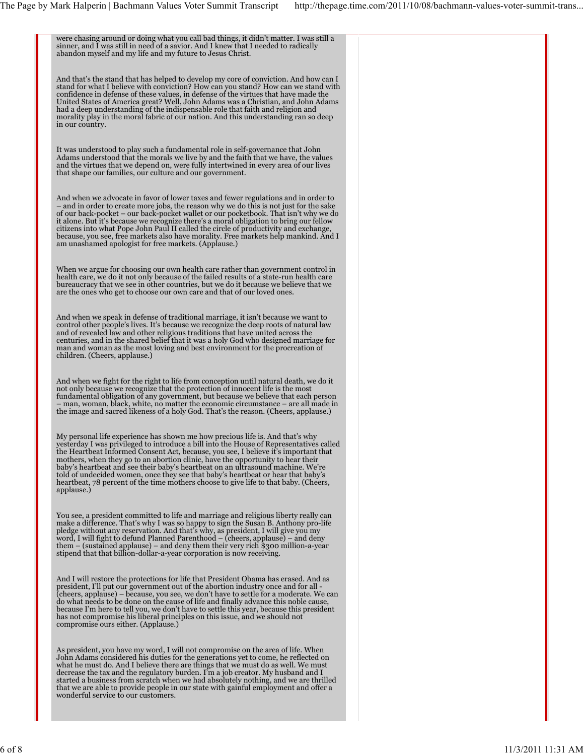were chasing around or doing what you call bad things, it didn't matter. I was still a sinner, and I was still in need of a savior. And I knew that I needed to radically abandon myself and my life and my future to Jesus Christ.

And that's the stand that has helped to develop my core of conviction. And how can I stand for what I believe with conviction? How can you stand? How can we stand with confidence in defense of these values, in defense of the virtues that have made the United States of America great? Well, John Adams was a Christian, and John Adams had a deep understanding of the indispensable role that faith and religion and morality play in the moral fabric of our nation. And this understanding ran so deep in our country.

It was understood to play such a fundamental role in self-governance that John Adams understood that the morals we live by and the faith that we have, the values and the virtues that we depend on, were fully intertwined in every area of our lives that shape our families, our culture and our government.

And when we advocate in favor of lower taxes and fewer regulations and in order to – and in order to create more jobs, the reason why we do this is not just for the sake of our back-pocket – our back-pocket wallet or our pocketbook. That isn't why we do it alone. But it's because we recognize there's a moral obligation to bring our fellow citizens into what Pope John Paul II called the circle of productivity and exchange, because, you see, free markets also have morality. Free markets help mankind. And I am unashamed apologist for free markets. (Applause.)

When we argue for choosing our own health care rather than government control in health care, we do it not only because of the failed results of a state-run health care bureaucracy that we see in other countries, but we do it because we believe that we are the ones who get to choose our own care and that of our loved ones.

And when we speak in defense of traditional marriage, it isn't because we want to control other people's lives. It's because we recognize the deep roots of natural law and of revealed law and other religious traditions that have united across the centuries, and in the shared belief that it was a holy God who designed marriage for man and woman as the most loving and best environment for the procreation of children. (Cheers, applause.)

And when we fight for the right to life from conception until natural death, we do it not only because we recognize that the protection of innocent life is the most fundamental obligation of any government, but because we believe that each person – man, woman, black, white, no matter the economic circumstance – are all made in the image and sacred likeness of a holy God. That's the reason. (Cheers, applause.)

My personal life experience has shown me how precious life is. And that's why yesterday I was privileged to introduce a bill into the House of Representatives called the Heartbeat Informed Consent Act, because, you see, I believe it's important that mothers, when they go to an abortion clinic, have the opportunity to hear their baby's heartbeat and see their baby's heartbeat on an ultrasound machine. We're told of undecided women, once they see that baby's heartbeat or hear that baby's heartbeat, 78 percent of the time mothers choose to give life to that baby. (Cheers, applause.)

You see, a president committed to life and marriage and religious liberty really can make a difference. That's why I was so happy to sign the Susan B. Anthony pro-life pledge without any reservation. And that's why, as president, I will give you my word, I will fight to defund Planned Parenthood – (cheers, applause) – and deny them – (sustained applause) – and deny them their very rich $300 million-a-year stipend that that billion-dollar-a-year corporation is now receiving.

And I will restore the protections for life that President Obama has erased. And as president, I'll put our government out of the abortion industry once and for all - (cheers, applause) – because, you see, we don't have to settle for a moderate. We can do what needs to be done on the cause of life and finally advance this noble cause, because I'm here to tell you, we don't have to settle this year, because this president has not compromise his liberal principles on this issue, and we should not compromise ours either. (Applause.)

As president, you have my word, I will not compromise on the area of life. When John Adams considered his duties for the generations yet to come, he reflected on what he must do. And I believe there are things that we must do as well. We must decrease the tax and the regulatory burden. I'm a job creator. My husband and I started a business from scratch when we had absolutely nothing, and we are thrilled that we are able to provide people in our state with gainful employment and offer a wonderful service to our customers.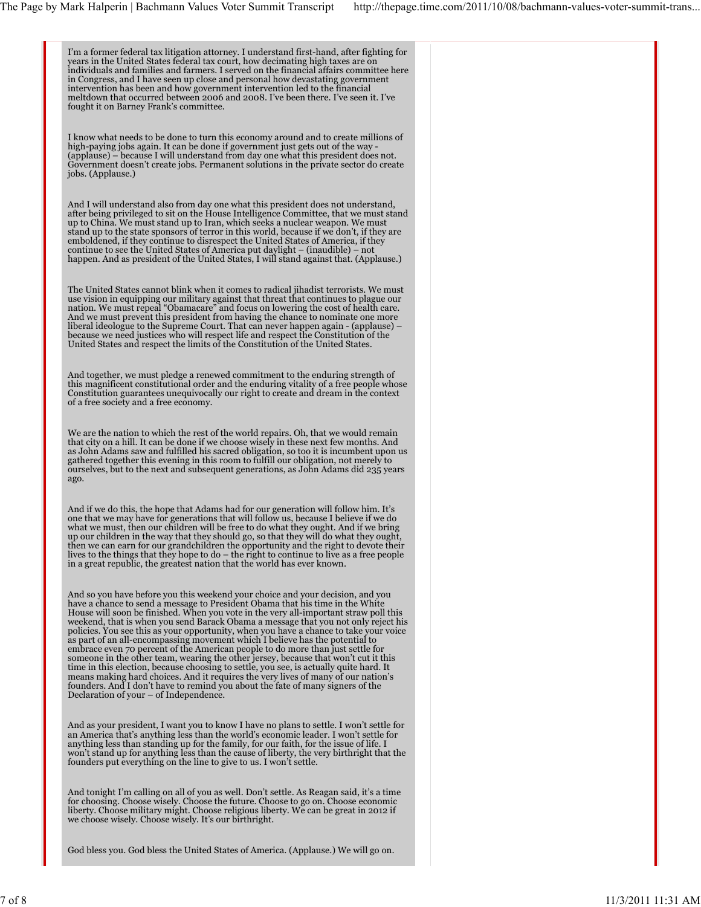I'm a former federal tax litigation attorney. I understand first-hand, after fighting for years in the United States federal tax court, how decimating high taxes are on individuals and families and farmers. I served on the financial affairs committee here in Congress, and I have seen up close and personal how devastating government intervention has been and how government intervention led to the financial meltdown that occurred between 2006 and 2008. I've been there. I've seen it. I've fought it on Barney Frank's committee.

I know what needs to be done to turn this economy around and to create millions of high-paying jobs again. It can be done if government just gets out of the way - (applause) – because I will understand from day one what this president does not. Government doesn't create jobs. Permanent solutions in the private sector do create jobs. (Applause.)

And I will understand also from day one what this president does not understand, after being privileged to sit on the House Intelligence Committee, that we must stand up to China. We must stand up to Iran, which seeks a nuclear weapon. We must stand up to the state sponsors of terror in this world, because if we don't, if they are emboldened, if they continue to disrespect the United States of America, if they continue to see the United States of America put daylight – (inaudible) – not happen. And as president of the United States, I will stand against that. (Applause.)

The United States cannot blink when it comes to radical jihadist terrorists. We must use vision in equipping our military against that threat that continues to plague our nation. We must repeal "Obamacare" and focus on lowering the cost of health care. And we must prevent this president from having the chance to nominate one more liberal ideologue to the Supreme Court. That can never happen again - (applause) – because we need justices who will respect life and respect the Constitution of the United States and respect the limits of the Constitution of the United States.

And together, we must pledge a renewed commitment to the enduring strength of this magnificent constitutional order and the enduring vitality of a free people whose Constitution guarantees unequivocally our right to create and dream in the context of a free society and a free economy.

We are the nation to which the rest of the world repairs. Oh, that we would remain that city on a hill. It can be done if we choose wisely in these next few months. And as John Adams saw and fulfilled his sacred obligation, so too it is incumbent upon us gathered together this evening in this room to fulfill our obligation, not merely to ourselves, but to the next and subsequent generations, as John Adams did 235 years ago.

And if we do this, the hope that Adams had for our generation will follow him. It's one that we may have for generations that will follow us, because I believe if we do what we must, then our children will be free to do what they ought. And if we bring up our children in the way that they should go, so that they will do what they ought, then we can earn for our grandchildren the opportunity and the right to devote their lives to the things that they hope to do – the right to continue to live as a free people in a great republic, the greatest nation that the world has ever known.

And so you have before you this weekend your choice and your decision, and you have a chance to send a message to President Obama that his time in the White House will soon be finished. When you vote in the very all-important straw poll this weekend, that is when you send Barack Obama a message that you not only reject his policies. You see this as your opportunity, when you have a chance to take your voice as part of an all-encompassing movement which I believe has the potential to embrace even 70 percent of the American people to do more than just settle for someone in the other team, wearing the other jersey, because that won't cut it this time in this election, because choosing to settle, you see, is actually quite hard. It means making hard choices. And it requires the very lives of many of our nation's founders. And I don't have to remind you about the fate of many signers of the Declaration of your – of Independence.

And as your president, I want you to know I have no plans to settle. I won't settle for an America that's anything less than the world's economic leader. I won't settle for anything less than standing up for the family, for our faith, for the issue of life. I won't stand up for anything less than the cause of liberty, the very birthright that the founders put everything on the line to give to us. I won't settle.

And tonight I'm calling on all of you as well. Don't settle. As Reagan said, it's a time for choosing. Choose wisely. Choose the future. Choose to go on. Choose economic liberty. Choose military might. Choose religious liberty. We can be great in 2012 if we choose wisely. Choose wisely. It's our birthright.

God bless you. God bless the United States of America. (Applause.) We will go on.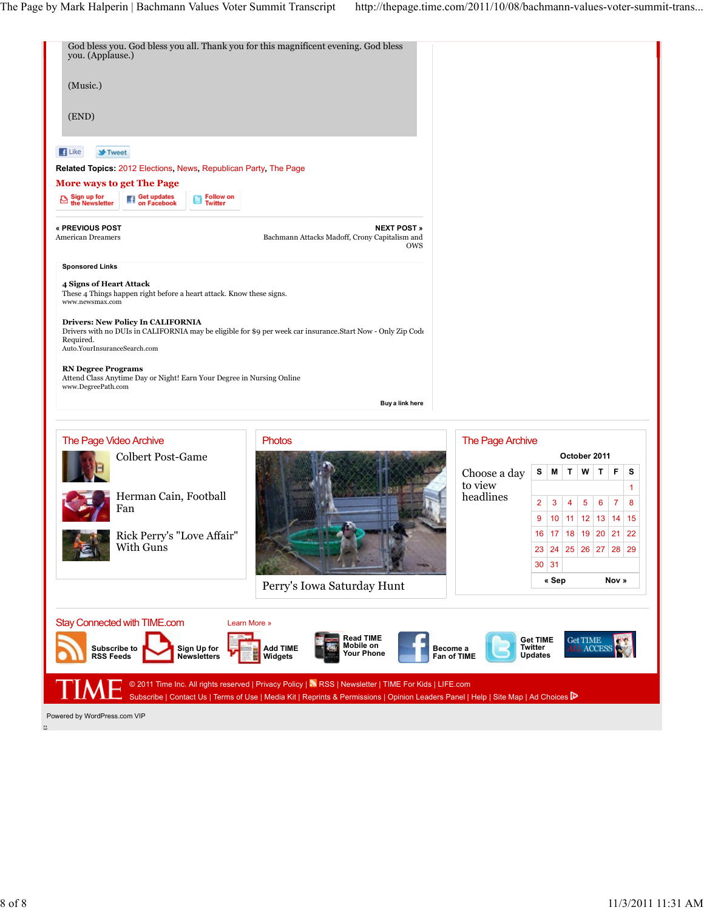God bless you. God bless you all. Thank you for this magnificent evening. God bless you. (Applause.)

(Music.)

(END)

Like | Tweet

**Related Topics:** 2012 Elections, News, Republican Party, The Page

**More ways to get The Page**

Sign up for the Newsletter | Get updates on Facebook | Follow on Twitter

**« PREVIOUS POST**
American Dreamers

**NEXT POST »**
Bachmann Attacks Madoff, Crony Capitalism and OWS

**Sponsored Links**

**4 Signs of Heart Attack**
These 4 Things happen right before a heart attack. Know these signs.
www.newsmax.com

**Drivers: New Policy In CALIFORNIA**
Drivers with no DUIs in CALIFORNIA may be eligible for $9 per week car insurance.Start Now - Only Zip Code Required.
Auto.YourInsuranceSearch.com

**RN Degree Programs**
Attend Class Anytime Day or Night! Earn Your Degree in Nursing Online
www.DegreePath.com

Buy a link here

## The Page Video Archive

Colbert Post-Game

Herman Cain, Football Fan

Rick Perry's "Love Affair" With Guns

## Photos

Perry's Iowa Saturday Hunt

## The Page Archive

Choose a day to view headlines

October 2011

| S | M | T | W | T | F | S |
|---|---|---|---|---|---|---|
| | | | | | | 1 |
| 2 | 3 | 4 | 5 | 6 | 7 | 8 |
| 9 | 10 | 11 | 12 | 13 | 14 | 15 |
| 16 | 17 | 18 | 19 | 20 | 21 | 22 |
| 23 | 24 | 25 | 26 | 27 | 28 | 29 |
| 30 | 31 | | | | | |

« Sep | Nov »

Stay Connected with TIME.com | Learn More »

Subscribe to RSS Feeds | Sign Up for Newsletters | Add TIME Widgets | Read TIME Mobile on Your Phone | Become a Fan of TIME | Get TIME Twitter Updates | Get TIME ALL ACCESS

© 2011 Time Inc. All rights reserved | Privacy Policy | RSS | Newsletter | TIME For Kids | LIFE.com
Subscribe | Contact Us | Terms of Use | Media Kit | Reprints & Permissions | Opinion Leaders Panel | Help | Site Map | Ad Choices

Powered by WordPress.com VIP